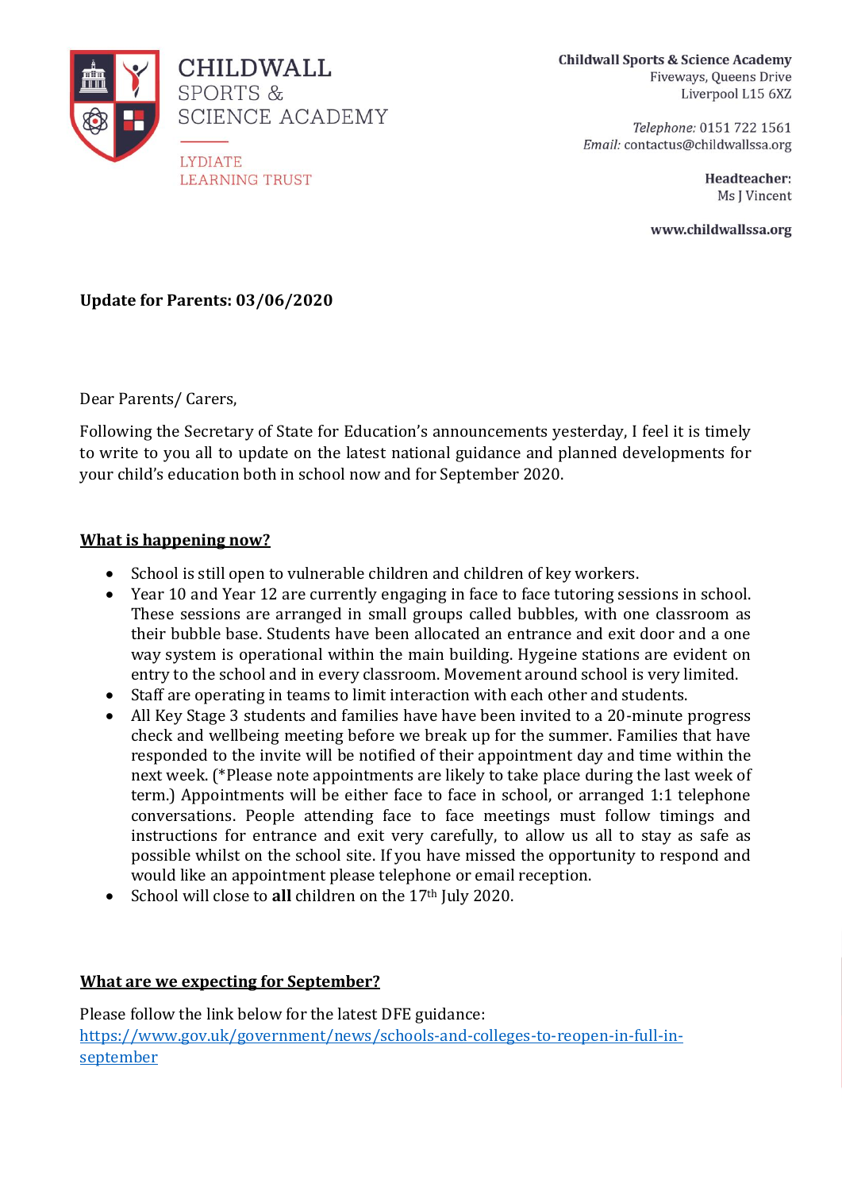CHILDWALL SPORTS & SCIENCE ACADEMY

LYDIATE LEARNING TRUST

**Childwall Sports & Science Academy**
Fiveways, Queens Drive
Liverpool L15 6XZ

*Telephone:* 0151 722 1561
*Email:* contactus@childwallssa.org

**Headteacher:**
Ms J Vincent

**www.childwallssa.org**

**Update for Parents: 03/06/2020**

Dear Parents/ Carers,

Following the Secretary of State for Education's announcements yesterday, I feel it is timely to write to you all to update on the latest national guidance and planned developments for your child's education both in school now and for September 2020.

## What is happening now?

- School is still open to vulnerable children and children of key workers.
- Year 10 and Year 12 are currently engaging in face to face tutoring sessions in school. These sessions are arranged in small groups called bubbles, with one classroom as their bubble base. Students have been allocated an entrance and exit door and a one way system is operational within the main building. Hygeine stations are evident on entry to the school and in every classroom. Movement around school is very limited.
- Staff are operating in teams to limit interaction with each other and students.
- All Key Stage 3 students and families have have been invited to a 20-minute progress check and wellbeing meeting before we break up for the summer. Families that have responded to the invite will be notified of their appointment day and time within the next week. (*Please note appointments are likely to take place during the last week of term.) Appointments will be either face to face in school, or arranged 1:1 telephone conversations. People attending face to face meetings must follow timings and instructions for entrance and exit very carefully, to allow us all to stay as safe as possible whilst on the school site. If you have missed the opportunity to respond and would like an appointment please telephone or email reception.
- School will close to **all** children on the 17th July 2020.

## What are we expecting for September?

Please follow the link below for the latest DFE guidance:
[https://www.gov.uk/government/news/schools-and-colleges-to-reopen-in-full-in-september](https://www.gov.uk/government/news/schools-and-colleges-to-reopen-in-full-in-september)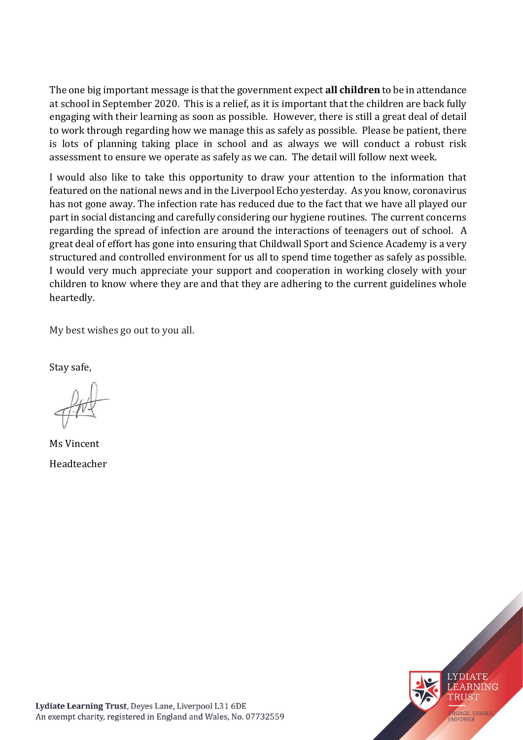The one big important message is that the government expect **all children** to be in attendance at school in September 2020. This is a relief, as it is important that the children are back fully engaging with their learning as soon as possible. However, there is still a great deal of detail to work through regarding how we manage this as safely as possible. Please be patient, there is lots of planning taking place in school and as always we will conduct a robust risk assessment to ensure we operate as safely as we can. The detail will follow next week.

I would also like to take this opportunity to draw your attention to the information that featured on the national news and in the Liverpool Echo yesterday. As you know, coronavirus has not gone away. The infection rate has reduced due to the fact that we have all played our part in social distancing and carefully considering our hygiene routines. The current concerns regarding the spread of infection are around the interactions of teenagers out of school. A great deal of effort has gone into ensuring that Childwall Sport and Science Academy is a very structured and controlled environment for us all to spend time together as safely as possible. I would very much appreciate your support and cooperation in working closely with your children to know where they are and that they are adhering to the current guidelines whole heartedly.

My best wishes go out to you all.

Stay safe,

Ms Vincent

Headteacher

**Lydiate Learning Trust**, Deyes Lane, Liverpool L31 6DE
An exempt charity, registered in England and Wales, No. 07732559

LYDIATE LEARNING TRUST
ENGAGE, ENABLE, EMPOWER